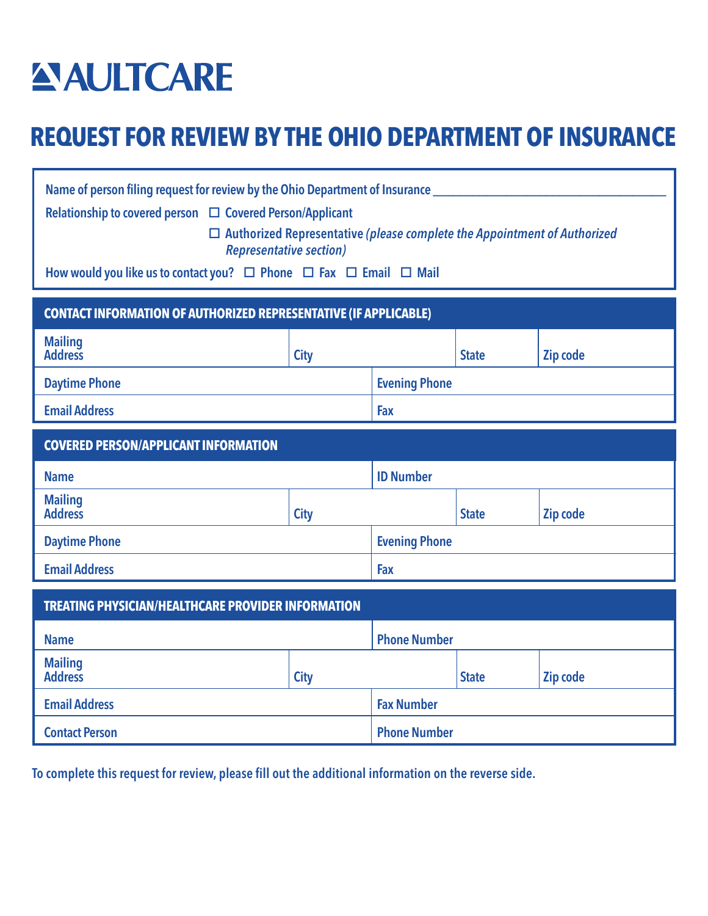# AULTCARE

# REQUEST FOR REVIEW BY THE OHIO DEPARTMENT OF INSURANCE

**Name of person filing request for review by the Ohio Department of Insurance** \_\_\_\_\_\_\_\_\_\_\_\_\_\_\_\_\_\_\_\_\_\_\_\_\_\_\_\_\_\_\_\_\_\_\_\_\_\_\_\_

**Relationship to covered person** ☐ **Covered Person/Applicant**

☐ **Authorized Representative** ***(please complete the Appointment of Authorized Representative section)***

**How would you like us to contact you?** ☐ **Phone** ☐ **Fax** ☐ **Email** ☐ **Mail**

## CONTACT INFORMATION OF AUTHORIZED REPRESENTATIVE (IF APPLICABLE)

| Mailing Address | City | State | Zip code |
|---|---|---|---|
| Daytime Phone | | Evening Phone | |
| Email Address | | Fax | |

## COVERED PERSON/APPLICANT INFORMATION

| Name | | ID Number | |
|---|---|---|---|
| Mailing Address | City | State | Zip code |
| Daytime Phone | | Evening Phone | |
| Email Address | | Fax | |

## TREATING PHYSICIAN/HEALTHCARE PROVIDER INFORMATION

| Name | | Phone Number | |
|---|---|---|---|
| Mailing Address | City | State | Zip code |
| Email Address | | Fax Number | |
| Contact Person | | Phone Number | |

**To complete this request for review, please fill out the additional information on the reverse side.**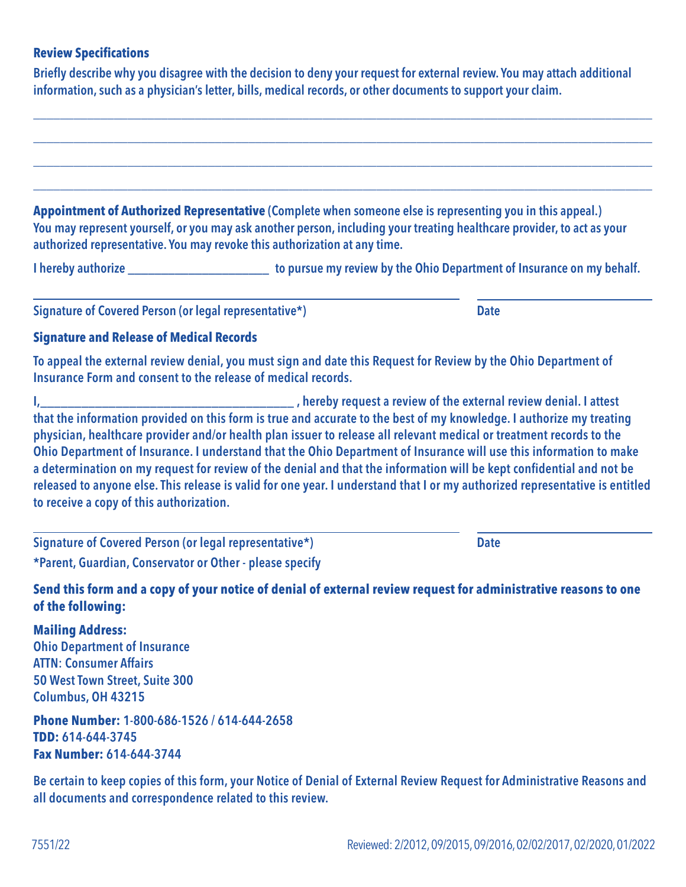**Review Specifications**

**Briefly describe why you disagree with the decision to deny your request for external review. You may attach additional information, such as a physician's letter, bills, medical records, or other documents to support your claim.**

\_\_\_\_\_\_\_\_\_\_\_\_\_\_\_\_\_\_\_\_\_\_\_\_\_\_\_\_\_\_\_\_\_\_\_\_\_\_\_\_\_\_\_\_\_\_\_\_\_\_\_\_\_\_\_\_\_\_\_\_\_\_\_\_\_\_\_\_\_\_\_\_\_\_\_\_\_\_

\_\_\_\_\_\_\_\_\_\_\_\_\_\_\_\_\_\_\_\_\_\_\_\_\_\_\_\_\_\_\_\_\_\_\_\_\_\_\_\_\_\_\_\_\_\_\_\_\_\_\_\_\_\_\_\_\_\_\_\_\_\_\_\_\_\_\_\_\_\_\_\_\_\_\_\_\_\_

\_\_\_\_\_\_\_\_\_\_\_\_\_\_\_\_\_\_\_\_\_\_\_\_\_\_\_\_\_\_\_\_\_\_\_\_\_\_\_\_\_\_\_\_\_\_\_\_\_\_\_\_\_\_\_\_\_\_\_\_\_\_\_\_\_\_\_\_\_\_\_\_\_\_\_\_\_\_

\_\_\_\_\_\_\_\_\_\_\_\_\_\_\_\_\_\_\_\_\_\_\_\_\_\_\_\_\_\_\_\_\_\_\_\_\_\_\_\_\_\_\_\_\_\_\_\_\_\_\_\_\_\_\_\_\_\_\_\_\_\_\_\_\_\_\_\_\_\_\_\_\_\_\_\_\_\_

**Appointment of Authorized Representative** (Complete when someone else is representing you in this appeal.) You may represent yourself, or you may ask another person, including your treating healthcare provider, to act as your authorized representative. You may revoke this authorization at any time.

I hereby authorize \_\_\_\_\_\_\_\_\_\_\_\_\_\_\_\_\_\_\_\_\_\_\_\_ to pursue my review by the Ohio Department of Insurance on my behalf.

\_\_\_\_\_\_\_\_\_\_\_\_\_\_\_\_\_\_\_\_\_\_\_\_\_\_\_\_\_\_\_\_\_\_\_\_\_\_\_\_\_\_\_\_\_\_\_\_ \_\_\_\_\_\_\_\_\_\_\_\_\_\_\_\_\_\_\_\_

Signature of Covered Person (or legal representative*) Date

**Signature and Release of Medical Records**

To appeal the external review denial, you must sign and date this Request for Review by the Ohio Department of Insurance Form and consent to the release of medical records.

I,\_\_\_\_\_\_\_\_\_\_\_\_\_\_\_\_\_\_\_\_\_\_\_\_\_\_\_\_\_\_\_\_\_\_\_\_\_\_\_\_\_\_ , hereby request a review of the external review denial. I attest that the information provided on this form is true and accurate to the best of my knowledge. I authorize my treating physician, healthcare provider and/or health plan issuer to release all relevant medical or treatment records to the Ohio Department of Insurance. I understand that the Ohio Department of Insurance will use this information to make a determination on my request for review of the denial and that the information will be kept confidential and not be released to anyone else. This release is valid for one year. I understand that I or my authorized representative is entitled to receive a copy of this authorization.

\_\_\_\_\_\_\_\_\_\_\_\_\_\_\_\_\_\_\_\_\_\_\_\_\_\_\_\_\_\_\_\_\_\_\_\_\_\_\_\_\_\_\_\_\_\_\_\_ \_\_\_\_\_\_\_\_\_\_\_\_\_\_\_\_\_\_\_\_

Signature of Covered Person (or legal representative*) Date

*Parent, Guardian, Conservator or Other - please specify

**Send this form and a copy of your notice of denial of external review request for administrative reasons to one of the following:**

**Mailing Address:**
Ohio Department of Insurance
ATTN: Consumer Affairs
50 West Town Street, Suite 300
Columbus, OH 43215

**Phone Number:** 1-800-686-1526 / 614-644-2658
**TDD:** 614-644-3745
**Fax Number:** 614-644-3744

Be certain to keep copies of this form, your Notice of Denial of External Review Request for Administrative Reasons and all documents and correspondence related to this review.

7551/22 Reviewed: 2/2012, 09/2015, 09/2016, 02/02/2017, 02/2020, 01/2022